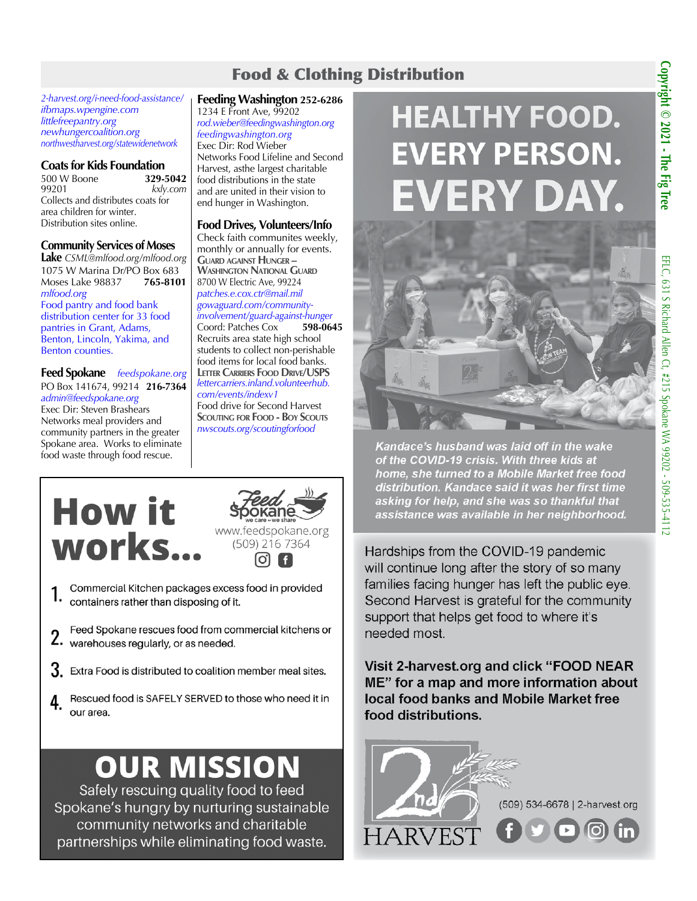# Food & Clothing Distribution

*2-harvest.org/i-need-food-assistance/*
*ifbmaps.wpengine.com*
*littlefreepantry.org*
*newhungercoalition.org*
*northwestharvest.org/statewidenetwork*

**Coats for Kids Foundation**
500 W Boone **329-5042**
99201 *kxly.com*
Collects and distributes coats for area children for winter. Distribution sites online.

**Community Services of Moses Lake** *CSML@mlfood.org/mlfood.org*
1075 W Marina Dr/PO Box 683
Moses Lake 98837 **765-8101**
*mlfood.org*
Food pantry and food bank distribution center for 33 food pantries in Grant, Adams, Benton, Lincoln, Yakima, and Benton counties.

**Feed Spokane** *feedspokane.org*
PO Box 141674, 99214 **216-7364**
*admin@feedspokane.org*
Exec Dir: Steven Brashears
Networks meal providers and community partners in the greater Spokane area. Works to eliminate food waste through food rescue.

**Feeding Washington 252-6286**
1234 E Front Ave, 99202
*rod.wieber@feedingwashington.org*
*feedingwashington.org*
Exec Dir: Rod Wieber
Networks Food Lifeline and Second Harvest, asthe largest charitable food distributions in the state and are united in their vision to end hunger in Washington.

**Food Drives, Volunteers/Info**
Check faith communites weekly, monthly or annually for events.
**Guard against Hunger – Washington National Guard**
8700 W Electric Ave, 99224
*patches.e.cox.ctr@mail.mil*
*gowaguard.com/community-involvement/guard-against-hunger*
Coord: Patches Cox **598-0645**
Recruits area state high school students to collect non-perishable food items for local food banks.
**Letter Carriers Food Drive/USPS**
*lettercarriers.inland.volunteerhub.com/events/indexv1*
Food drive for Second Harvest
**Scouting for Food - Boy Scouts**
*nwscouts.org/scoutingforfood*

# How it works...

Feed Spokane
we care – we share
www.feedspokane.org
(509) 216 7364

1. Commercial Kitchen packages excess food in provided containers rather than disposing of it.
2. Feed Spokane rescues food from commercial kitchens or warehouses regularly, or as needed.
3. Extra Food is distributed to coalition member meal sites.
4. Rescued food is SAFELY SERVED to those who need it in our area.

## OUR MISSION

Safely rescuing quality food to feed Spokane's hungry by nurturing sustainable community networks and charitable partnerships while eliminating food waste.

# HEALTHY FOOD. EVERY PERSON. EVERY DAY.

*Kandace's husband was laid off in the wake of the COVID-19 crisis. With three kids at home, she turned to a Mobile Market free food distribution. Kandace said it was her first time asking for help, and she was so thankful that assistance was available in her neighborhood.*

Hardships from the COVID-19 pandemic will continue long after the story of so many families facing hunger has left the public eye. Second Harvest is grateful for the community support that helps get food to where it's needed most.

**Visit 2-harvest.org and click "FOOD NEAR ME" for a map and more information about local food banks and Mobile Market free food distributions.**

2nd HARVEST
(509) 534-6678 | 2-harvest.org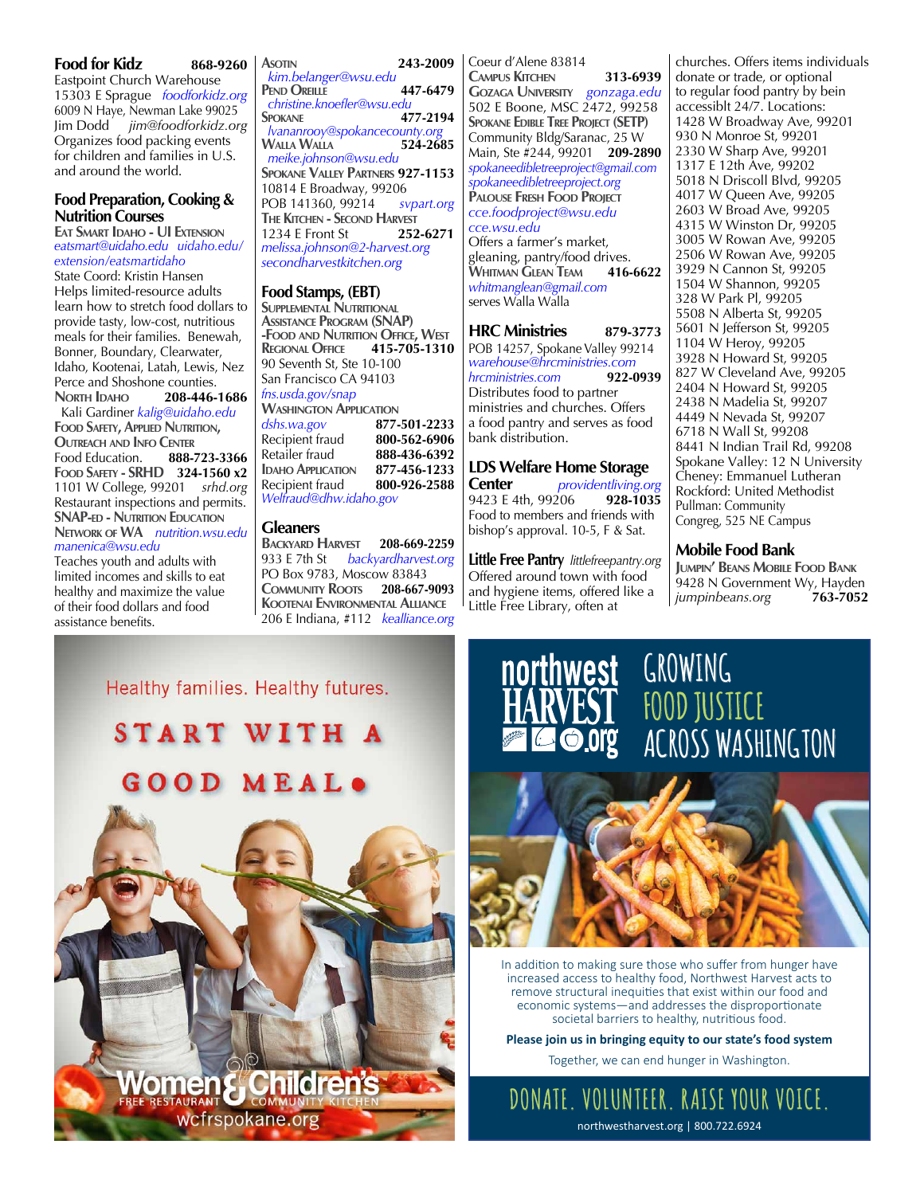## Food for Kidz 868-9260

Eastpoint Church Warehouse
15303 E Sprague *foodforkidz.org*
6009 N Haye, Newman Lake 99025
Jim Dodd *jim@foodforkidz.org*
Organizes food packing events for children and families in U.S. and around the world.

## Food Preparation, Cooking & Nutrition Courses

**Eat Smart Idaho - UI Extension**
*eatsmart@uidaho.edu uidaho.edu/extension/eatsmartidaho*
State Coord: Kristin Hansen
Helps limited-resource adults learn how to stretch food dollars to provide tasty, low-cost, nutritious meals for their families. Benewah, Bonner, Boundary, Clearwater, Idaho, Kootenai, Latah, Lewis, Nez Perce and Shoshone counties.

**North Idaho 208-446-1686**
Kali Gardiner *kalig@uidaho.edu*

**Food Safety, Applied Nutrition, Outreach and Info Center**
Food Education. **888-723-3366**

**Food Safety - SRHD 324-1560 x2**
1101 W College, 99201 *srhd.org*
Restaurant inspections and permits.

**SNAP-ed - Nutrition Education Network of WA** *nutrition.wsu.edu manenica@wsu.edu*
Teaches youth and adults with limited incomes and skills to eat healthy and maximize the value of their food dollars and food assistance benefits.

**Asotin 243-2009**
*kim.belanger@wsu.edu*

**Pend Oreille 447-6479**
*christine.knoefler@wsu.edu*

**Spokane 477-2194**
*lvananrooy@spokanecounty.org*

**Walla Walla 524-2685**
*meike.johnson@wsu.edu*

**Spokane Valley Partners 927-1153**
10814 E Broadway, 99206
POB 141360, 99214 *svpart.org*

**The Kitchen - Second Harvest**
1234 E Front St **252-6271**
*melissa.johnson@2-harvest.org*
*secondharvestkitchen.org*

## Food Stamps, (EBT)

**Supplemental Nutritional Assistance Program (SNAP) -Food and Nutrition Office, West Regional Office 415-705-1310**
90 Seventh St, Ste 10-100
San Francisco CA 94103
*fns.usda.gov/snap*

**Washington Application**
*dshs.wa.gov* **877-501-2233**
Recipient fraud **800-562-6906**
Retailer fraud **888-436-6392**

**Idaho Application 877-456-1233**
Recipient fraud **800-926-2588**
*Welfraud@dhw.idaho.gov*

## Gleaners

**Backyard Harvest 208-669-2259**
933 E 7th St *backyardharvest.org*
PO Box 9783, Moscow 83843

**Community Roots 208-667-9093**

**Kootenai Environmental Alliance**
206 E Indiana, #112 *kealliance.org*
Coeur d'Alene 83814

**Campus Kitchen 313-6939**

**Gozaga University** *gonzaga.edu*
502 E Boone, MSC 2472, 99258

**Spokane Edible Tree Project (SETP)**
Community Bldg/Saranac, 25 W Main, Ste #244, 99201 **209-2890**
*spokaneedibletreeproject@gmail.com*
*spokaneedibletreeproject.org*

**Palouse Fresh Food Project**
*cce.foodproject@wsu.edu*
*cce.wsu.edu*
Offers a farmer's market, gleaning, pantry/food drives.

**Whitman Glean Team 416-6622**
*whitmanglean@gmail.com*
serves Walla Walla

## HRC Ministries 879-3773

POB 14257, Spokane Valley 99214
*warehouse@hrcministries.com*
*hrcministries.com* **922-0939**
Distributes food to partner ministries and churches. Offers a food pantry and serves as food bank distribution.

## LDS Welfare Home Storage Center

*providentliving.org*
9423 E 4th, 99206 **928-1035**
Food to members and friends with bishop's approval. 10-5, F & Sat.

## Little Free Pantry

*littlefreepantry.org*
Offered around town with food and hygiene items, offered like a Little Free Library, often at churches. Offers items individuals donate or trade, or optional to regular food pantry by bein accessiblt 24/7. Locations:

1428 W Broadway Ave, 99201
930 N Monroe St, 99201
2330 W Sharp Ave, 99201
1317 E 12th Ave, 99202
5018 N Driscoll Blvd, 99205
4017 W Queen Ave, 99205
2603 W Broad Ave, 99205
4315 W Winston Dr, 99205
3005 W Rowan Ave, 99205
2506 W Rowan Ave, 99205
3929 N Cannon St, 99205
1504 W Shannon, 99205
328 W Park Pl, 99205
5508 N Alberta St, 99205
5601 N Jefferson St, 99205
1104 W Heroy, 99205
3928 N Howard St, 99205
827 W Cleveland Ave, 99205
2404 N Howard St, 99205
2438 N Madelia St, 99207
4449 N Nevada St, 99207
6718 N Wall St, 99208
8441 N Indian Trail Rd, 99208
Spokane Valley: 12 N University
Cheney: Emmanuel Lutheran
Rockford: United Methodist
Pullman: Community Congreg, 525 NE Campus

## Mobile Food Bank

**Jumpin' Beans Mobile Food Bank**
9428 N Government Wy, Hayden
*jumpinbeans.org* **763-7052**

Healthy families. Healthy futures.

START WITH A GOOD MEAL.

Women & Children's Free Restaurant Community Kitchen
wcfrspokane.org

northwest HARVEST .org

GROWING FOOD JUSTICE ACROSS WASHINGTON

In addition to making sure those who suffer from hunger have increased access to healthy food, Northwest Harvest acts to remove structural inequities that exist within our food and economic systems—and addresses the disproportionate societal barriers to healthy, nutritious food.

**Please join us in bringing equity to our state's food system**

Together, we can end hunger in Washington.

DONATE. VOLUNTEER. RAISE YOUR VOICE.

northwestharvest.org | 800.722.6924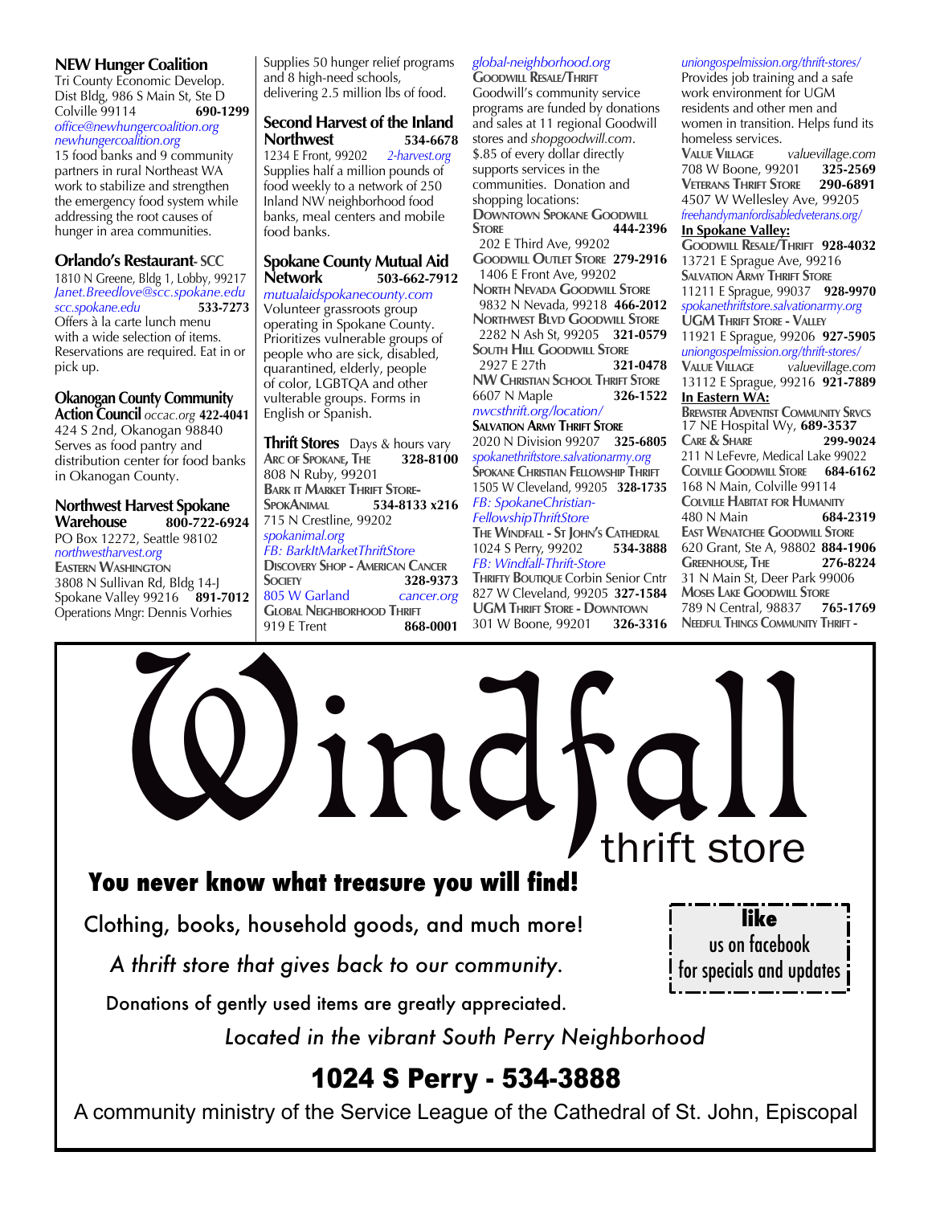**NEW Hunger Coalition**
Tri County Economic Develop. Dist Bldg, 986 S Main St, Ste D
Colville 99114 **690-1299**
*office@newhungercoalition.org*
*newhungercoalition.org*
15 food banks and 9 community partners in rural Northeast WA work to stabilize and strengthen the emergency food system while addressing the root causes of hunger in area communities.

**Orlando's Restaurant- SCC**
1810 N Greene, Bldg 1, Lobby, 99217
*Janet.Breedlove@scc.spokane.edu*
*scc.spokane.edu* **533-7273**
Offers à la carte lunch menu with a wide selection of items. Reservations are required. Eat in or pick up.

**Okanogan County Community Action Council** *occac.org* **422-4041**
424 S 2nd, Okanogan 98840
Serves as food pantry and distribution center for food banks in Okanogan County.

**Northwest Harvest Spokane Warehouse** **800-722-6924**
PO Box 12272, Seattle 98102
*northwestharvest.org*
**Eastern Washington**
3808 N Sullivan Rd, Bldg 14-J
Spokane Valley 99216 **891-7012**
Operations Mngr: Dennis Vorhies
Supplies 50 hunger relief programs and 8 high-need schools, delivering 2.5 million lbs of food.

**Second Harvest of the Inland Northwest** **534-6678**
1234 E Front, 99202 *2-harvest.org*
Supplies half a million pounds of food weekly to a network of 250 Inland NW neighborhood food banks, meal centers and mobile food banks.

**Spokane County Mutual Aid Network** **503-662-7912**
*mutualaidspokanecounty.com*
Volunteer grassroots group operating in Spokane County. Prioritizes vulnerable groups of people who are sick, disabled, quarantined, elderly, people of color, LGBTQA and other vulerable groups. Forms in English or Spanish.

**Thrift Stores** Days & hours vary

**Arc of Spokane, The** **328-8100**
808 N Ruby, 99201

**Bark it Market Thrift Store- SpokAnimal** **534-8133 x216**
715 N Crestline, 99202
*spokanimal.org*
*FB: BarkItMarketThriftStore*

**Discovery Shop - American Cancer Society** **328-9373**
805 W Garland *cancer.org*

**Global Neighborhood Thrift**
919 E Trent **868-0001**
*global-neighborhood.org*

**Goodwill Resale/Thrift**
Goodwill's community service programs are funded by donations and sales at 11 regional Goodwill stores and *shopgoodwill.com*. $.85 of every dollar directly supports services in the communities. Donation and shopping locations:

**Downtown Spokane Goodwill Store** **444-2396**
202 E Third Ave, 99202

**Goodwill Outlet Store** **279-2916**
1406 E Front Ave, 99202

**North Nevada Goodwill Store**
9832 N Nevada, 99218 **466-2012**

**Northwest Blvd Goodwill Store**
2282 N Ash St, 99205 **321-0579**

**South Hill Goodwill Store**
2927 E 27th **321-0478**

**NW Christian School Thrift Store**
6607 N Maple **326-1522**
*nwcsthrift.org/location/*

**Salvation Army Thrift Store**
2020 N Division 99207 **325-6805**
*spokanethriftstore.salvationarmy.org*

**Spokane Christian Fellowship Thrift**
1505 W Cleveland, 99205 **328-1735**
*FB: SpokaneChristian-FellowshipThriftStore*

**The Windfall - St John's Cathedral**
1024 S Perry, 99202 **534-3888**
*FB: Windfall-Thrift-Store*

**Thrifty Boutique** Corbin Senior Cntr
827 W Cleveland, 99205 **327-1584**

**UGM Thrift Store - Downtown**
301 W Boone, 99201 **326-3316**
*uniongospelmission.org/thrift-stores/*
Provides job training and a safe work environment for UGM residents and other men and women in transition. Helps fund its homeless services.

**Value Village** *valuevillage.com*
708 W Boone, 99201 **325-2569**

**Veterans Thrift Store** **290-6891**
4507 W Wellesley Ave, 99205
*freehandymanfordisabledveterans.org/*

**In Spokane Valley:**

**Goodwill Resale/Thrift** **928-4032**
13721 E Sprague Ave, 99216

**Salvation Army Thrift Store**
11211 E Sprague, 99037 **928-9970**
*spokanethriftstore.salvationarmy.org*

**UGM Thrift Store - Valley**
11921 E Sprague, 99206 **927-5905**
*uniongospelmission.org/thrift-stores/*

**Value Village** *valuevillage.com*
13112 E Sprague, 99216 **921-7889**

**In Eastern WA:**

**Brewster Adventist Community Srvcs**
17 NE Hospital Wy, **689-3537**

**Care & Share** **299-9024**
211 N LeFevre, Medical Lake 99022

**Colville Goodwill Store** **684-6162**
168 N Main, Colville 99114

**Colville Habitat for Humanity**
480 N Main **684-2319**

**East Wenatchee Goodwill Store**
620 Grant, Ste A, 98802 **884-1906**

**Greenhouse, The** **276-8224**
31 N Main St, Deer Park 99006

**Moses Lake Goodwill Store**
789 N Central, 98837 **765-1769**

**Needful Things Community Thrift -**

---

# Windfall
thrift store

**You never know what treasure you will find!**

Clothing, books, household goods, and much more!

*A thrift store that gives back to our community.*

Donations of gently used items are greatly appreciated.

**like** us on facebook for specials and updates

*Located in the vibrant South Perry Neighborhood*

## 1024 S Perry - 534-3888

A community ministry of the Service League of the Cathedral of St. John, Episcopal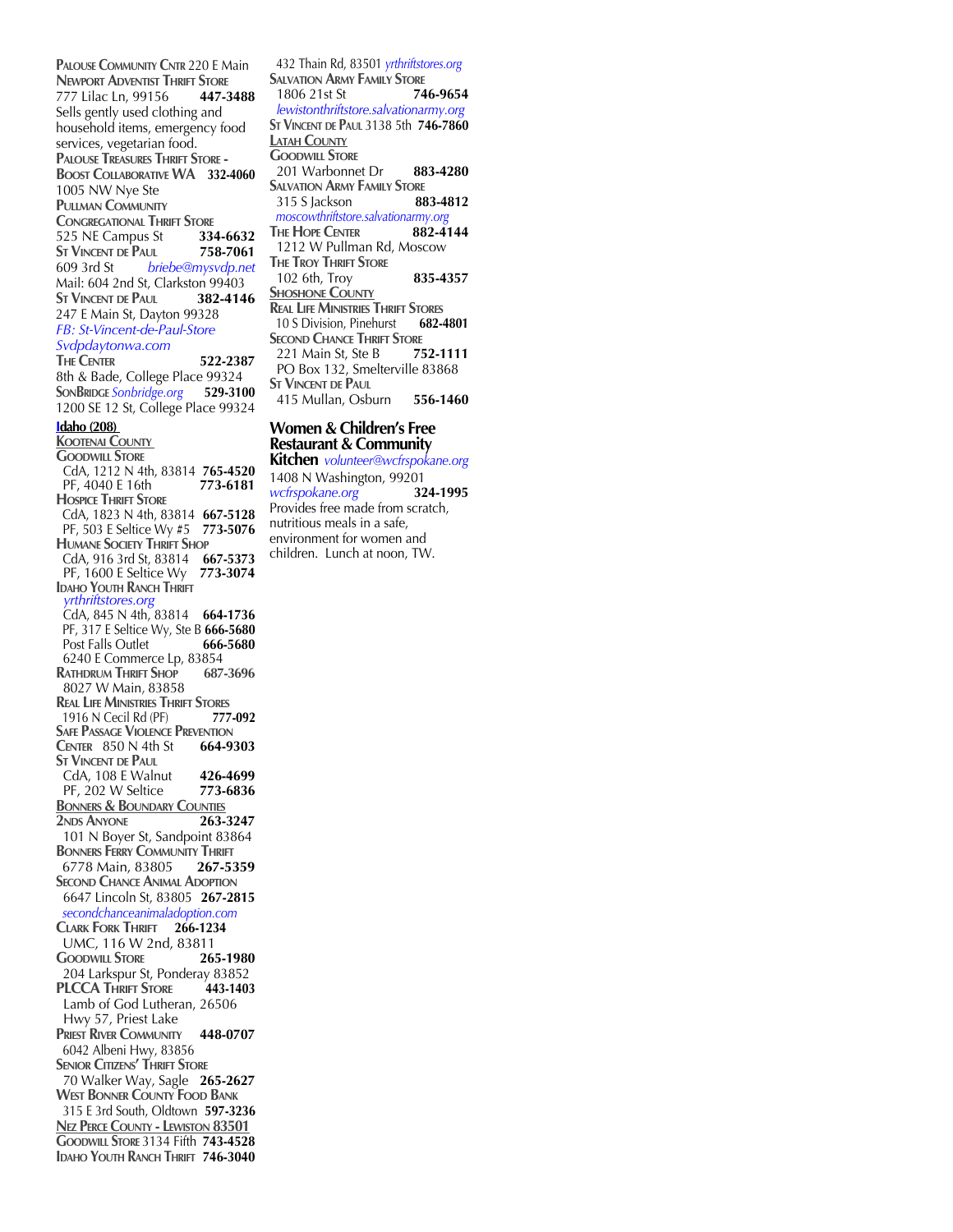**Palouse Community Cntr** 220 E Main

**Newport Adventist Thrift Store**
777 Lilac Ln, 99156 **447-3488**
Sells gently used clothing and household items, emergency food services, vegetarian food.

**Palouse Treasures Thrift Store - Boost Collaborative WA** **332-4060**
1005 NW Nye Ste

**Pullman Community Congregational Thrift Store**
525 NE Campus St **334-6632**

**St Vincent de Paul** **758-7061**
609 3rd St *briebe@mysvdp.net*
Mail: 604 2nd St, Clarkston 99403

**St Vincent de Paul** **382-4146**
247 E Main St, Dayton 99328
*FB: St-Vincent-de-Paul-Store*
*Svdpdaytonwa.com*

**The Center** **522-2387**
8th & Bade, College Place 99324

**SonBridge** *Sonbridge.org* **529-3100**
1200 SE 12 St, College Place 99324

## Idaho (208)

**Kootenai County**

**Goodwill Store**
CdA, 1212 N 4th, 83814 **765-4520**
PF, 4040 E 16th **773-6181**

**Hospice Thrift Store**
CdA, 1823 N 4th, 83814 **667-5128**
PF, 503 E Seltice Wy #5 **773-5076**

**Humane Society Thrift Shop**
CdA, 916 3rd St, 83814 **667-5373**
PF, 1600 E Seltice Wy **773-3074**

**Idaho Youth Ranch Thrift**
*yrthriftstores.org*
CdA, 845 N 4th, 83814 **664-1736**
PF, 317 E Seltice Wy, Ste B **666-5680**
Post Falls Outlet **666-5680**
6240 E Commerce Lp, 83854

**Rathdrum Thrift Shop** **687-3696**
8027 W Main, 83858

**Real Life Ministries Thrift Stores**
1916 N Cecil Rd (PF) **777-092**

**Safe Passage Violence Prevention Center** 850 N 4th St **664-9303**

**St Vincent de Paul**
CdA, 108 E Walnut **426-4699**
PF, 202 W Seltice **773-6836**

**Bonners & Boundary Counties**

**2nds Anyone** **263-3247**
101 N Boyer St, Sandpoint 83864

**Bonners Ferry Community Thrift**
6778 Main, 83805 **267-5359**

**Second Chance Animal Adoption**
6647 Lincoln St, 83805 **267-2815**
*secondchanceanimaladoption.com*

**Clark Fork Thrift** **266-1234**
UMC, 116 W 2nd, 83811

**Goodwill Store** **265-1980**
204 Larkspur St, Ponderay 83852

**PLCCA Thrift Store** **443-1403**
Lamb of God Lutheran, 26506 Hwy 57, Priest Lake

**Priest River Community** **448-0707**
6042 Albeni Hwy, 83856

**Senior Citizens' Thrift Store**
70 Walker Way, Sagle **265-2627**

**West Bonner County Food Bank**
315 E 3rd South, Oldtown **597-3236**

**Nez Perce County - Lewiston 83501**

**Goodwill Store** 3134 Fifth **743-4528**

**Idaho Youth Ranch Thrift** **746-3040**
432 Thain Rd, 83501 *yrthriftstores.org*

**Salvation Army Family Store**
1806 21st St **746-9654**
*lewistonthriftstore.salvationarmy.org*

**St Vincent de Paul** 3138 5th **746-7860**

**Latah County**

**Goodwill Store**
201 Warbonnet Dr **883-4280**

**Salvation Army Family Store**
315 S Jackson **883-4812**
*moscowthriftstore.salvationarmy.org*

**The Hope Center** **882-4144**
1212 W Pullman Rd, Moscow

**The Troy Thrift Store**
102 6th, Troy **835-4357**

**Shoshone County**

**Real Life Ministries Thrift Stores**
10 S Division, Pinehurst **682-4801**

**Second Chance Thrift Store**
221 Main St, Ste B **752-1111**
PO Box 132, Smelterville 83868

**St Vincent de Paul**
415 Mullan, Osburn **556-1460**

### Women & Children's Free Restaurant & Community Kitchen *volunteer@wcfrspokane.org*

1408 N Washington, 99201
*wcfrspokane.org* **324-1995**
Provides free made from scratch, nutritious meals in a safe, environment for women and children. Lunch at noon, TW.